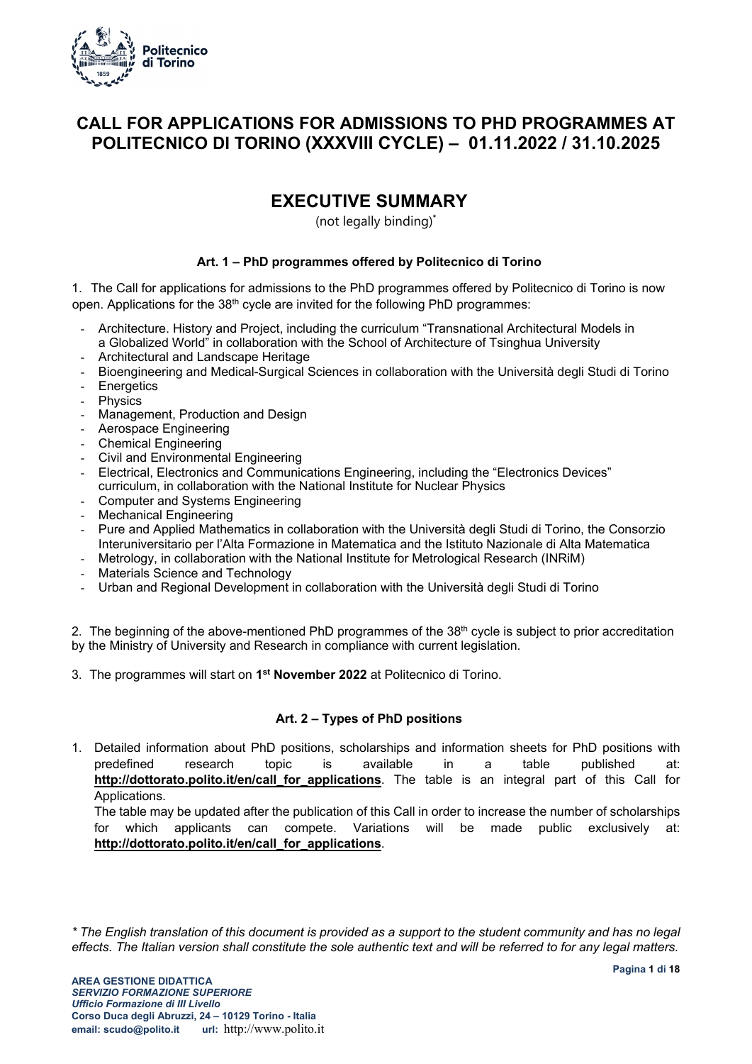# CALL FOR APPLICATIONS FOR ADMISSIONS TO PHD PROGRAMMES AT POLITECNICO DI TORINO (XXXVIII CYCLE) – 01.11.2022 / 31.10.2025

## EXECUTIVE SUMMARY

(not legally binding)*

### Art. 1 – PhD programmes offered by Politecnico di Torino

1. The Call for applications for admissions to the PhD programmes offered by Politecnico di Torino is now open. Applications for the 38th cycle are invited for the following PhD programmes:

- Architecture. History and Project, including the curriculum "Transnational Architectural Models in a Globalized World" in collaboration with the School of Architecture of Tsinghua University
- Architectural and Landscape Heritage
- Bioengineering and Medical-Surgical Sciences in collaboration with the Università degli Studi di Torino
- Energetics
- Physics
- Management, Production and Design
- Aerospace Engineering
- Chemical Engineering
- Civil and Environmental Engineering
- Electrical, Electronics and Communications Engineering, including the "Electronics Devices" curriculum, in collaboration with the National Institute for Nuclear Physics
- Computer and Systems Engineering
- Mechanical Engineering
- Pure and Applied Mathematics in collaboration with the Università degli Studi di Torino, the Consorzio Interuniversitario per l'Alta Formazione in Matematica and the Istituto Nazionale di Alta Matematica
- Metrology, in collaboration with the National Institute for Metrological Research (INRiM)
- Materials Science and Technology
- Urban and Regional Development in collaboration with the Università degli Studi di Torino

2. The beginning of the above-mentioned PhD programmes of the 38th cycle is subject to prior accreditation by the Ministry of University and Research in compliance with current legislation.

3. The programmes will start on **1st November 2022** at Politecnico di Torino.

### Art. 2 – Types of PhD positions

1. Detailed information about PhD positions, scholarships and information sheets for PhD positions with predefined research topic is available in a table published at: **http://dottorato.polito.it/en/call_for_applications**. The table is an integral part of this Call for Applications.
   The table may be updated after the publication of this Call in order to increase the number of scholarships for which applicants can compete. Variations will be made public exclusively at: **http://dottorato.polito.it/en/call_for_applications**.

*\* The English translation of this document is provided as a support to the student community and has no legal effects. The Italian version shall constitute the sole authentic text and will be referred to for any legal matters.*

**AREA GESTIONE DIDATTICA**
***SERVIZIO FORMAZIONE SUPERIORE***
***Ufficio Formazione di III Livello***
**Corso Duca degli Abruzzi, 24 – 10129 Torino - Italia**
**email: scudo@polito.it url:** http://www.polito.it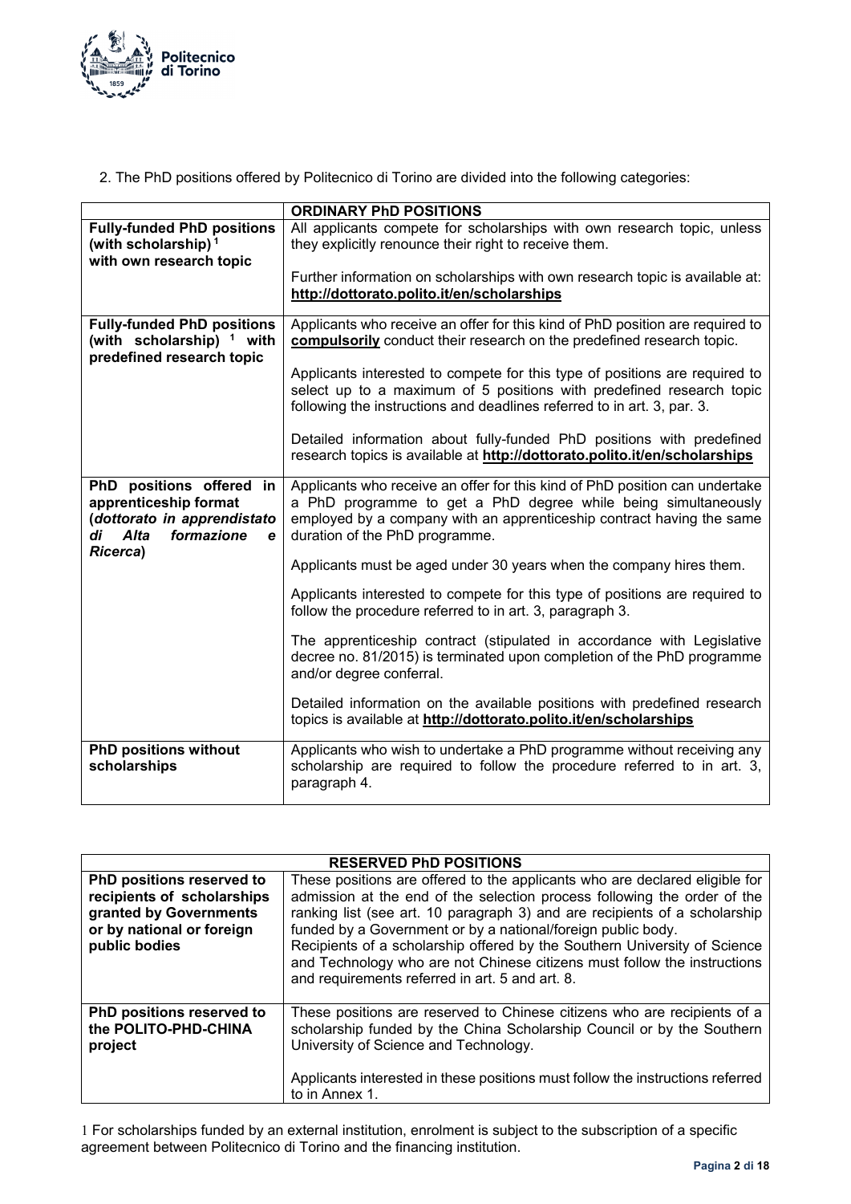2. The PhD positions offered by Politecnico di Torino are divided into the following categories:

| | **ORDINARY PhD POSITIONS** |
|---|---|
| **Fully-funded PhD positions (with scholarship)** [1] **with own research topic** | All applicants compete for scholarships with own research topic, unless they explicitly renounce their right to receive them.<br><br>Further information on scholarships with own research topic is available at: **http://dottorato.polito.it/en/scholarships** |
| **Fully-funded PhD positions (with scholarship)** [1] **with predefined research topic** | Applicants who receive an offer for this kind of PhD position are required to **compulsorily** conduct their research on the predefined research topic.<br><br>Applicants interested to compete for this type of positions are required to select up to a maximum of 5 positions with predefined research topic following the instructions and deadlines referred to in art. 3, par. 3.<br><br>Detailed information about fully-funded PhD positions with predefined research topics is available at **http://dottorato.polito.it/en/scholarships** |
| **PhD positions offered in apprenticeship format (*dottorato in apprendistato di Alta formazione e Ricerca*)** | Applicants who receive an offer for this kind of PhD position can undertake a PhD programme to get a PhD degree while being simultaneously employed by a company with an apprenticeship contract having the same duration of the PhD programme.<br><br>Applicants must be aged under 30 years when the company hires them.<br><br>Applicants interested to compete for this type of positions are required to follow the procedure referred to in art. 3, paragraph 3.<br><br>The apprenticeship contract (stipulated in accordance with Legislative decree no. 81/2015) is terminated upon completion of the PhD programme and/or degree conferral.<br><br>Detailed information on the available positions with predefined research topics is available at **http://dottorato.polito.it/en/scholarships** |
| **PhD positions without scholarships** | Applicants who wish to undertake a PhD programme without receiving any scholarship are required to follow the procedure referred to in art. 3, paragraph 4. |

| **RESERVED PhD POSITIONS** | |
|---|---|
| **PhD positions reserved to recipients of scholarships granted by Governments or by national or foreign public bodies** | These positions are offered to the applicants who are declared eligible for admission at the end of the selection process following the order of the ranking list (see art. 10 paragraph 3) and are recipients of a scholarship funded by a Government or by a national/foreign public body.<br>Recipients of a scholarship offered by the Southern University of Science and Technology who are not Chinese citizens must follow the instructions and requirements referred in art. 5 and art. 8. |
| **PhD positions reserved to the POLITO-PHD-CHINA project** | These positions are reserved to Chinese citizens who are recipients of a scholarship funded by the China Scholarship Council or by the Southern University of Science and Technology.<br><br>Applicants interested in these positions must follow the instructions referred to in Annex 1. |

[1] For scholarships funded by an external institution, enrolment is subject to the subscription of a specific agreement between Politecnico di Torino and the financing institution.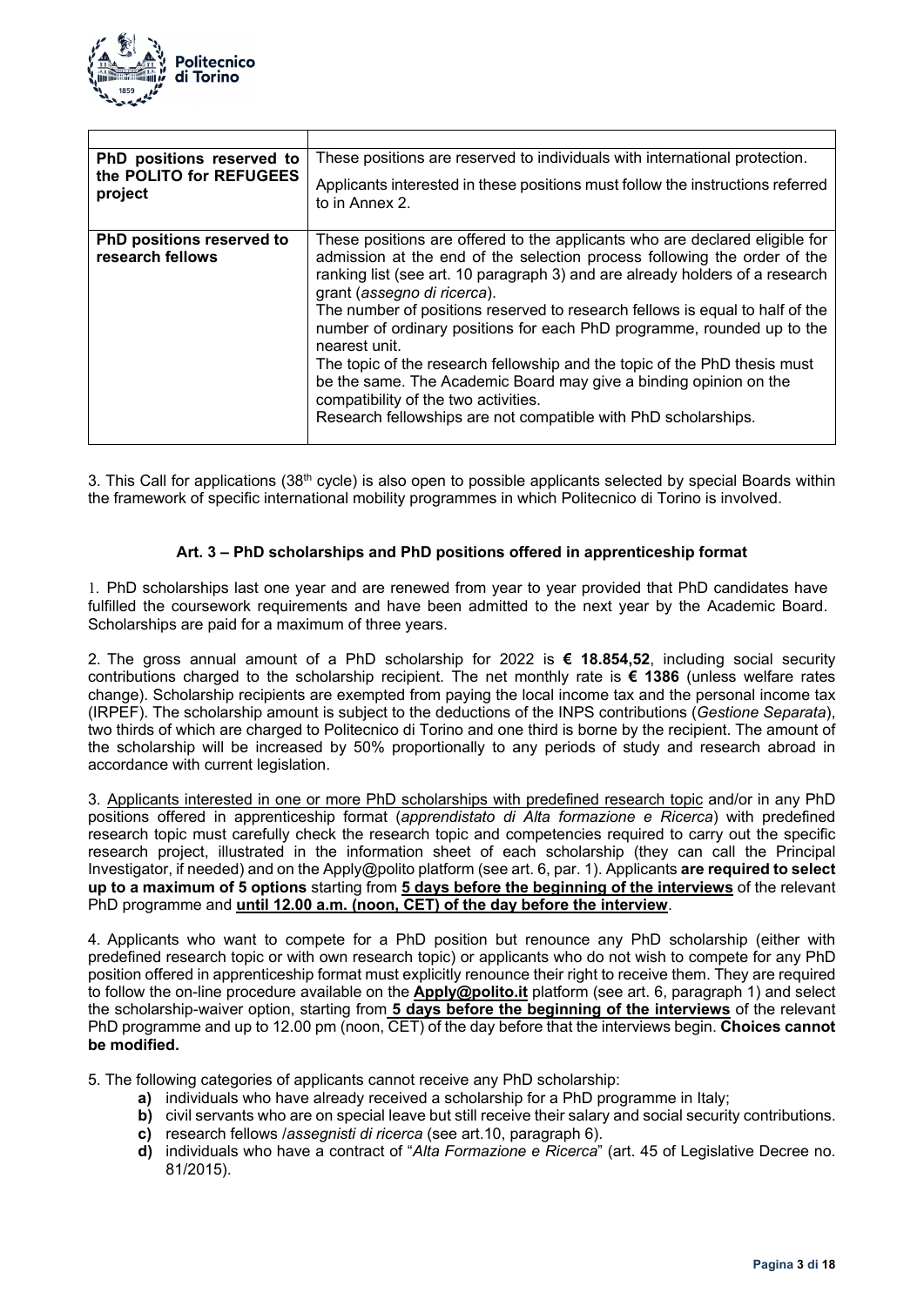| | |
|---|---|
| **PhD positions reserved to the POLITO for REFUGEES project** | These positions are reserved to individuals with international protection.<br>Applicants interested in these positions must follow the instructions referred to in Annex 2. |
| **PhD positions reserved to research fellows** | These positions are offered to the applicants who are declared eligible for admission at the end of the selection process following the order of the ranking list (see art. 10 paragraph 3) and are already holders of a research grant (*assegno di ricerca*).<br>The number of positions reserved to research fellows is equal to half of the number of ordinary positions for each PhD programme, rounded up to the nearest unit.<br>The topic of the research fellowship and the topic of the PhD thesis must be the same. The Academic Board may give a binding opinion on the compatibility of the two activities.<br>Research fellowships are not compatible with PhD scholarships. |

3. This Call for applications (38th cycle) is also open to possible applicants selected by special Boards within the framework of specific international mobility programmes in which Politecnico di Torino is involved.

### Art. 3 – PhD scholarships and PhD positions offered in apprenticeship format

1. PhD scholarships last one year and are renewed from year to year provided that PhD candidates have fulfilled the coursework requirements and have been admitted to the next year by the Academic Board. Scholarships are paid for a maximum of three years.

2. The gross annual amount of a PhD scholarship for 2022 is **€ 18.854,52**, including social security contributions charged to the scholarship recipient. The net monthly rate is **€ 1386** (unless welfare rates change). Scholarship recipients are exempted from paying the local income tax and the personal income tax (IRPEF). The scholarship amount is subject to the deductions of the INPS contributions (*Gestione Separata*), two thirds of which are charged to Politecnico di Torino and one third is borne by the recipient. The amount of the scholarship will be increased by 50% proportionally to any periods of study and research abroad in accordance with current legislation.

3. Applicants interested in one or more PhD scholarships with predefined research topic and/or in any PhD positions offered in apprenticeship format (*apprendistato di Alta formazione e Ricerca*) with predefined research topic must carefully check the research topic and competencies required to carry out the specific research project, illustrated in the information sheet of each scholarship (they can call the Principal Investigator, if needed) and on the Apply@polito platform (see art. 6, par. 1). Applicants **are required to select up to a maximum of 5 options** starting from **5 days before the beginning of the interviews** of the relevant PhD programme and **until 12.00 a.m. (noon, CET) of the day before the interview**.

4. Applicants who want to compete for a PhD position but renounce any PhD scholarship (either with predefined research topic or with own research topic) or applicants who do not wish to compete for any PhD position offered in apprenticeship format must explicitly renounce their right to receive them. They are required to follow the on-line procedure available on the **Apply@polito.it** platform (see art. 6, paragraph 1) and select the scholarship-waiver option, starting from **5 days before the beginning of the interviews** of the relevant PhD programme and up to 12.00 pm (noon, CET) of the day before that the interviews begin. **Choices cannot be modified.**

5. The following categories of applicants cannot receive any PhD scholarship:

- **a)** individuals who have already received a scholarship for a PhD programme in Italy;
- **b)** civil servants who are on special leave but still receive their salary and social security contributions.
- **c)** research fellows /*assegnisti di ricerca* (see art.10, paragraph 6).
- **d)** individuals who have a contract of "*Alta Formazione e Ricerca*" (art. 45 of Legislative Decree no. 81/2015).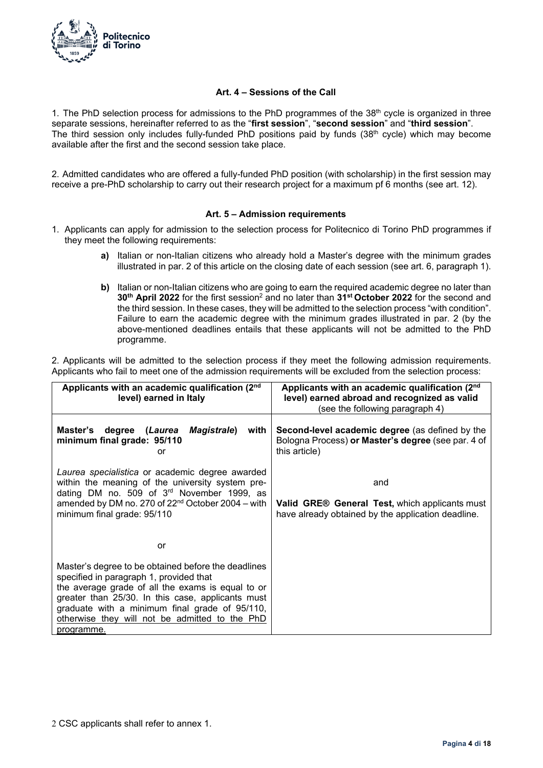### Art. 4 – Sessions of the Call

1. The PhD selection process for admissions to the PhD programmes of the 38th cycle is organized in three separate sessions, hereinafter referred to as the "**first session**", "**second session**" and "**third session**". The third session only includes fully-funded PhD positions paid by funds (38th cycle) which may become available after the first and the second session take place.

2. Admitted candidates who are offered a fully-funded PhD position (with scholarship) in the first session may receive a pre-PhD scholarship to carry out their research project for a maximum pf 6 months (see art. 12).

### Art. 5 – Admission requirements

1. Applicants can apply for admission to the selection process for Politecnico di Torino PhD programmes if they meet the following requirements:

   **a)** Italian or non-Italian citizens who already hold a Master's degree with the minimum grades illustrated in par. 2 of this article on the closing date of each session (see art. 6, paragraph 1).

   **b)** Italian or non-Italian citizens who are going to earn the required academic degree no later than **30th April 2022** for the first session[2] and no later than **31st October 2022** for the second and the third session. In these cases, they will be admitted to the selection process "with condition". Failure to earn the academic degree with the minimum grades illustrated in par. 2 (by the above-mentioned deadlines entails that these applicants will not be admitted to the PhD programme.

2. Applicants will be admitted to the selection process if they meet the following admission requirements. Applicants who fail to meet one of the admission requirements will be excluded from the selection process:

| Applicants with an academic qualification (2nd level) earned in Italy | Applicants with an academic qualification (2nd level) earned abroad and recognized as valid (see the following paragraph 4) |
|---|---|
| **Master's degree (*Laurea Magistrale*) with minimum final grade: 95/110**<br>or<br><br>*Laurea specialistica* or academic degree awarded within the meaning of the university system pre-dating DM no. 509 of 3rd November 1999, as amended by DM no. 270 of 22nd October 2004 – with minimum final grade: 95/110<br><br>or<br><br>Master's degree to be obtained before the deadlines specified in paragraph 1, provided that the average grade of all the exams is equal to or greater than 25/30. In this case, applicants must graduate with a minimum final grade of 95/110, <u>otherwise they will not be admitted to the PhD programme.</u> | **Second-level academic degree** (as defined by the Bologna Process) **or Master's degree** (see par. 4 of this article)<br><br>and<br><br>**Valid GRE® General Test,** which applicants must have already obtained by the application deadline. |

2 CSC applicants shall refer to annex 1.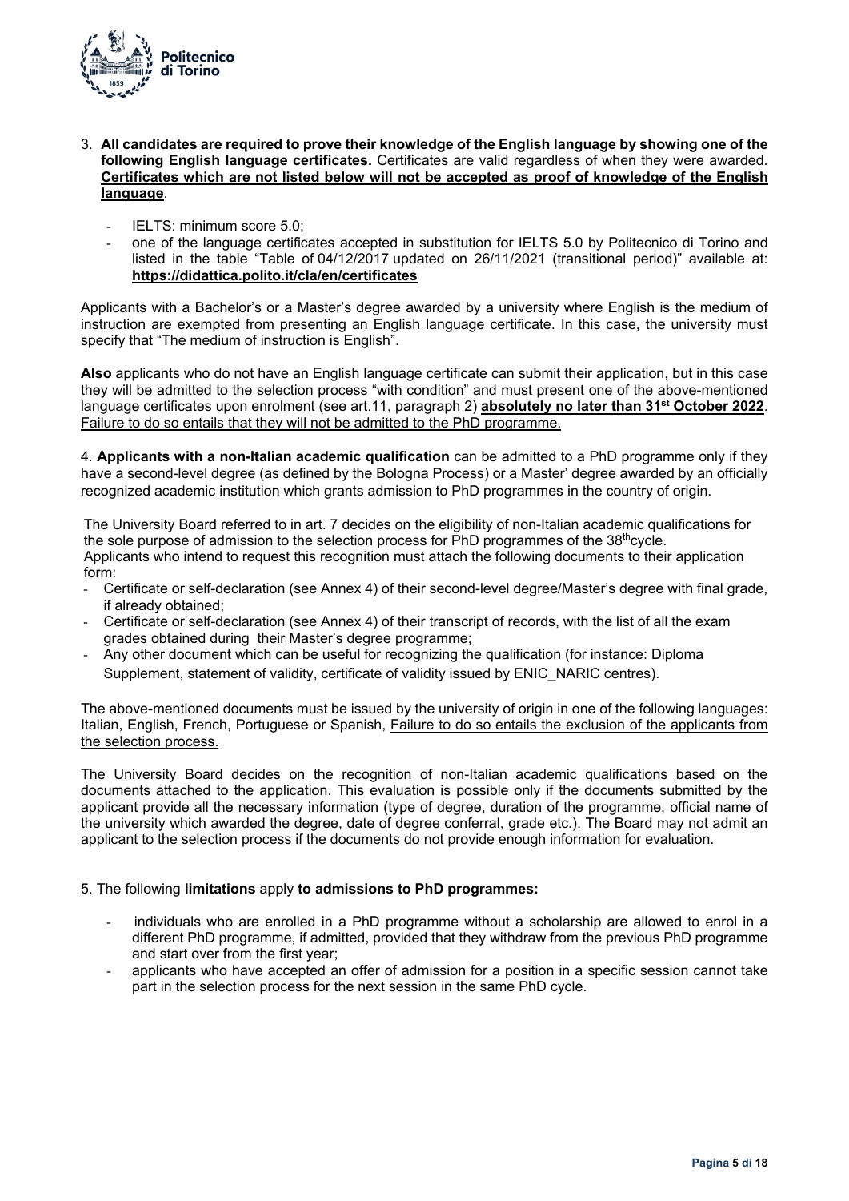3. **All candidates are required to prove their knowledge of the English language by showing one of the following English language certificates.** Certificates are valid regardless of when they were awarded. **Certificates which are not listed below will not be accepted as proof of knowledge of the English language**.

   - IELTS: minimum score 5.0;
   - one of the language certificates accepted in substitution for IELTS 5.0 by Politecnico di Torino and listed in the table "Table of 04/12/2017 updated on 26/11/2021 (transitional period)" available at: **https://didattica.polito.it/cla/en/certificates**

Applicants with a Bachelor's or a Master's degree awarded by a university where English is the medium of instruction are exempted from presenting an English language certificate. In this case, the university must specify that "The medium of instruction is English".

**Also** applicants who do not have an English language certificate can submit their application, but in this case they will be admitted to the selection process "with condition" and must present one of the above-mentioned language certificates upon enrolment (see art.11, paragraph 2) **absolutely no later than 31st October 2022**. Failure to do so entails that they will not be admitted to the PhD programme.

4. **Applicants with a non-Italian academic qualification** can be admitted to a PhD programme only if they have a second-level degree (as defined by the Bologna Process) or a Master' degree awarded by an officially recognized academic institution which grants admission to PhD programmes in the country of origin.

The University Board referred to in art. 7 decides on the eligibility of non-Italian academic qualifications for the sole purpose of admission to the selection process for PhD programmes of the 38th cycle.
Applicants who intend to request this recognition must attach the following documents to their application form:

- Certificate or self-declaration (see Annex 4) of their second-level degree/Master's degree with final grade, if already obtained;
- Certificate or self-declaration (see Annex 4) of their transcript of records, with the list of all the exam grades obtained during their Master's degree programme;
- Any other document which can be useful for recognizing the qualification (for instance: Diploma Supplement, statement of validity, certificate of validity issued by ENIC_NARIC centres).

The above-mentioned documents must be issued by the university of origin in one of the following languages: Italian, English, French, Portuguese or Spanish, Failure to do so entails the exclusion of the applicants from the selection process.

The University Board decides on the recognition of non-Italian academic qualifications based on the documents attached to the application. This evaluation is possible only if the documents submitted by the applicant provide all the necessary information (type of degree, duration of the programme, official name of the university which awarded the degree, date of degree conferral, grade etc.). The Board may not admit an applicant to the selection process if the documents do not provide enough information for evaluation.

5. The following **limitations** apply **to admissions to PhD programmes:**

   - individuals who are enrolled in a PhD programme without a scholarship are allowed to enrol in a different PhD programme, if admitted, provided that they withdraw from the previous PhD programme and start over from the first year;
   - applicants who have accepted an offer of admission for a position in a specific session cannot take part in the selection process for the next session in the same PhD cycle.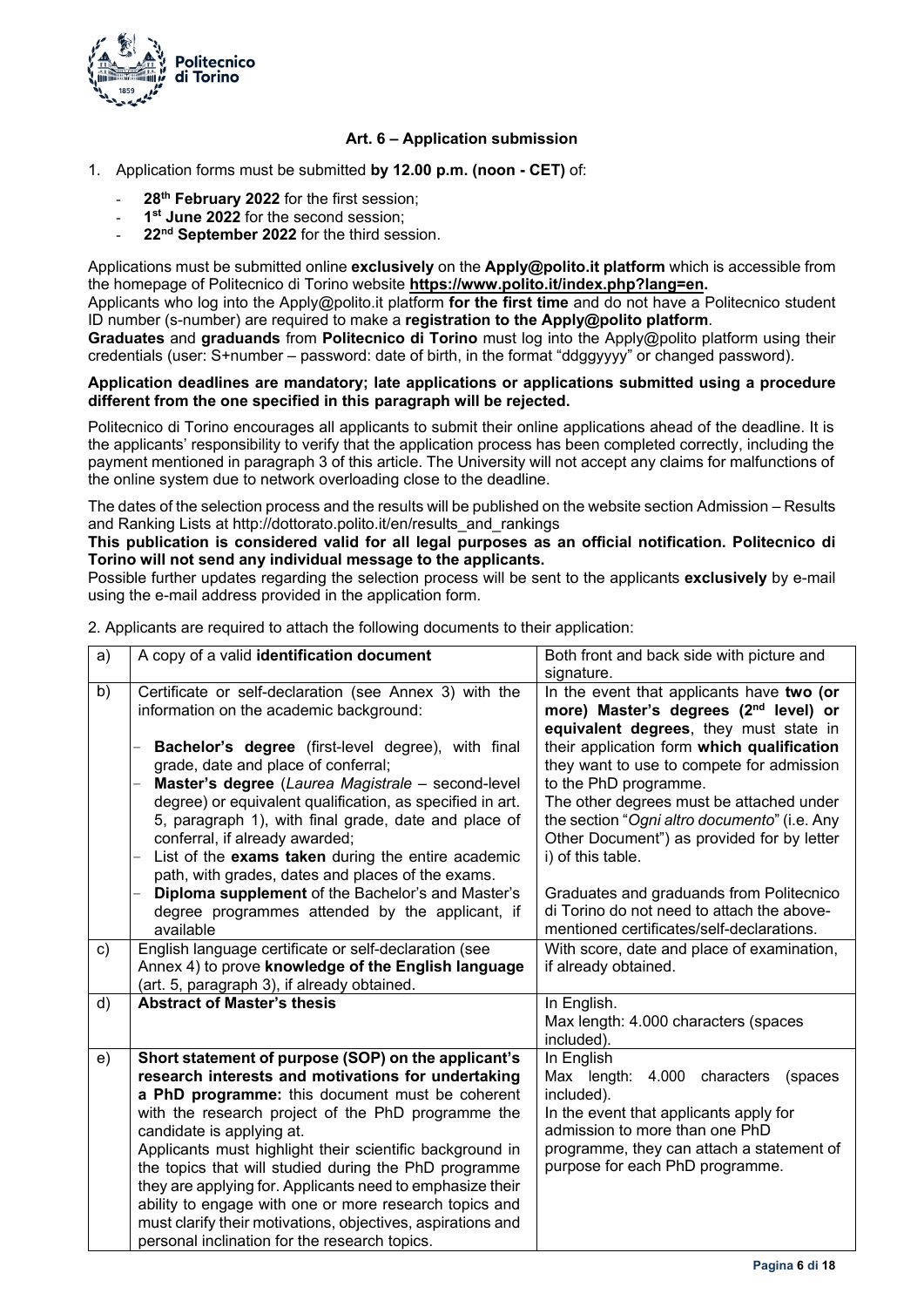### Art. 6 – Application submission

1. Application forms must be submitted **by 12.00 p.m. (noon - CET)** of:

   - **28th February 2022** for the first session;
   - **1st June 2022** for the second session;
   - **22nd September 2022** for the third session.

Applications must be submitted online **exclusively** on the **Apply@polito.it platform** which is accessible from the homepage of Politecnico di Torino website **https://www.polito.it/index.php?lang=en.**

Applicants who log into the Apply@polito.it platform **for the first time** and do not have a Politecnico student ID number (s-number) are required to make a **registration to the Apply@polito platform**.

**Graduates** and **graduands** from **Politecnico di Torino** must log into the Apply@polito platform using their credentials (user: S+number – password: date of birth, in the format "ddggyyyy" or changed password).

**Application deadlines are mandatory; late applications or applications submitted using a procedure different from the one specified in this paragraph will be rejected.**

Politecnico di Torino encourages all applicants to submit their online applications ahead of the deadline. It is the applicants' responsibility to verify that the application process has been completed correctly, including the payment mentioned in paragraph 3 of this article. The University will not accept any claims for malfunctions of the online system due to network overloading close to the deadline.

The dates of the selection process and the results will be published on the website section Admission – Results and Ranking Lists at http://dottorato.polito.it/en/results_and_rankings

**This publication is considered valid for all legal purposes as an official notification. Politecnico di Torino will not send any individual message to the applicants.**

Possible further updates regarding the selection process will be sent to the applicants **exclusively** by e-mail using the e-mail address provided in the application form.

2. Applicants are required to attach the following documents to their application:

| | | |
|---|---|---|
| a) | A copy of a valid **identification document** | Both front and back side with picture and signature. |
| b) | Certificate or self-declaration (see Annex 3) with the information on the academic background:<br>– **Bachelor's degree** (first-level degree), with final grade, date and place of conferral;<br>– **Master's degree** (*Laurea Magistrale* – second-level degree) or equivalent qualification, as specified in art. 5, paragraph 1), with final grade, date and place of conferral, if already awarded;<br>– List of the **exams taken** during the entire academic path, with grades, dates and places of the exams.<br>– **Diploma supplement** of the Bachelor's and Master's degree programmes attended by the applicant, if available | In the event that applicants have **two (or more) Master's degrees (2nd level) or equivalent degrees**, they must state in their application form **which qualification** they want to use to compete for admission to the PhD programme.<br>The other degrees must be attached under the section "*Ogni altro documento*" (i.e. Any Other Document") as provided for by letter i) of this table.<br><br>Graduates and graduands from Politecnico di Torino do not need to attach the above-mentioned certificates/self-declarations. |
| c) | English language certificate or self-declaration (see Annex 4) to prove **knowledge of the English language** (art. 5, paragraph 3), if already obtained. | With score, date and place of examination, if already obtained. |
| d) | **Abstract of Master's thesis** | In English.<br>Max length: 4.000 characters (spaces included). |
| e) | **Short statement of purpose (SOP) on the applicant's research interests and motivations for undertaking a PhD programme:** this document must be coherent with the research project of the PhD programme the candidate is applying at.<br>Applicants must highlight their scientific background in the topics that will studied during the PhD programme they are applying for. Applicants need to emphasize their ability to engage with one or more research topics and must clarify their motivations, objectives, aspirations and personal inclination for the research topics. | In English<br>Max length: 4.000 characters (spaces included).<br>In the event that applicants apply for admission to more than one PhD programme, they can attach a statement of purpose for each PhD programme. |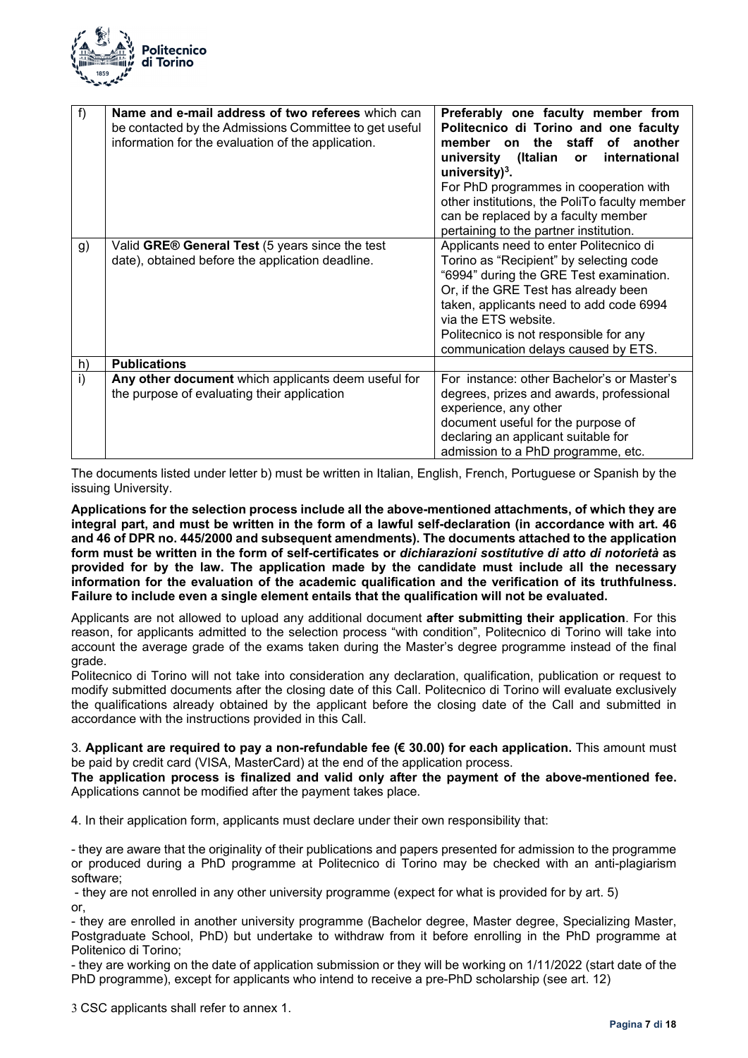| | | |
|---|---|---|
| f) | **Name and e-mail address of two referees** which can be contacted by the Admissions Committee to get useful information for the evaluation of the application. | **Preferably one faculty member from Politecnico di Torino and one faculty member on the staff of another university (Italian or international university)[3].** For PhD programmes in cooperation with other institutions, the PoliTo faculty member can be replaced by a faculty member pertaining to the partner institution. |
| g) | Valid **GRE® General Test** (5 years since the test date), obtained before the application deadline. | Applicants need to enter Politecnico di Torino as "Recipient" by selecting code "6994" during the GRE Test examination. Or, if the GRE Test has already been taken, applicants need to add code 6994 via the ETS website. Politecnico is not responsible for any communication delays caused by ETS. |
| h) | **Publications** | |
| i) | **Any other document** which applicants deem useful for the purpose of evaluating their application | For instance: other Bachelor's or Master's degrees, prizes and awards, professional experience, any other document useful for the purpose of declaring an applicant suitable for admission to a PhD programme, etc. |

The documents listed under letter b) must be written in Italian, English, French, Portuguese or Spanish by the issuing University.

**Applications for the selection process include all the above-mentioned attachments, of which they are integral part, and must be written in the form of a lawful self-declaration (in accordance with art. 46 and 46 of DPR no. 445/2000 and subsequent amendments). The documents attached to the application form must be written in the form of self-certificates or *dichiarazioni sostitutive di atto di notorietà* as provided for by the law. The application made by the candidate must include all the necessary information for the evaluation of the academic qualification and the verification of its truthfulness. Failure to include even a single element entails that the qualification will not be evaluated.**

Applicants are not allowed to upload any additional document **after submitting their application**. For this reason, for applicants admitted to the selection process "with condition", Politecnico di Torino will take into account the average grade of the exams taken during the Master's degree programme instead of the final grade.

Politecnico di Torino will not take into consideration any declaration, qualification, publication or request to modify submitted documents after the closing date of this Call. Politecnico di Torino will evaluate exclusively the qualifications already obtained by the applicant before the closing date of the Call and submitted in accordance with the instructions provided in this Call.

3. **Applicant are required to pay a non-refundable fee (€ 30.00) for each application.** This amount must be paid by credit card (VISA, MasterCard) at the end of the application process.

**The application process is finalized and valid only after the payment of the above-mentioned fee.** Applications cannot be modified after the payment takes place.

4. In their application form, applicants must declare under their own responsibility that:

- they are aware that the originality of their publications and papers presented for admission to the programme or produced during a PhD programme at Politecnico di Torino may be checked with an anti-plagiarism software;
- they are not enrolled in any other university programme (expect for what is provided for by art. 5)

or,

- they are enrolled in another university programme (Bachelor degree, Master degree, Specializing Master, Postgraduate School, PhD) but undertake to withdraw from it before enrolling in the PhD programme at Politenico di Torino;
- they are working on the date of application submission or they will be working on 1/11/2022 (start date of the PhD programme), except for applicants who intend to receive a pre-PhD scholarship (see art. 12)

3 CSC applicants shall refer to annex 1.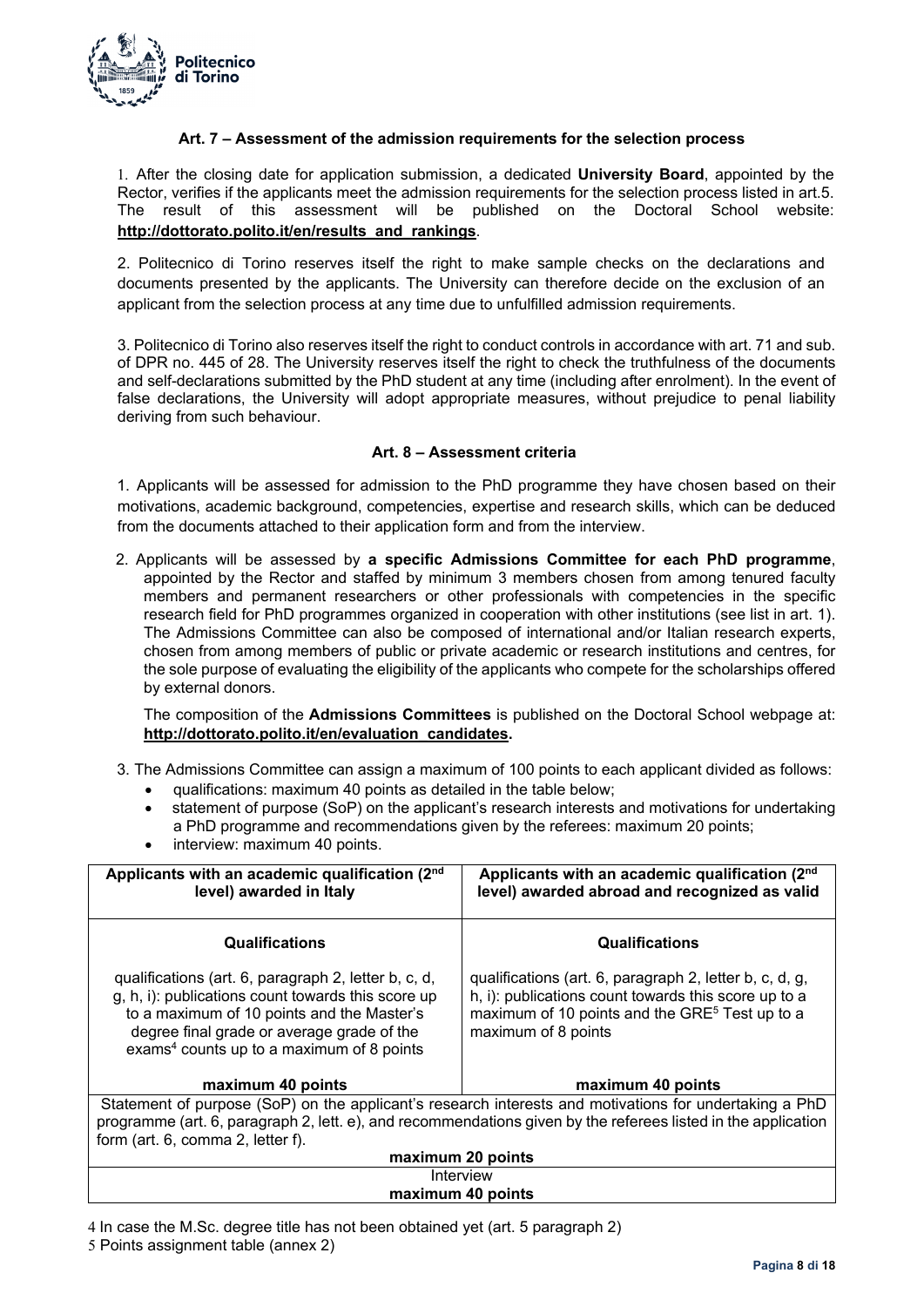### Art. 7 – Assessment of the admission requirements for the selection process

1. After the closing date for application submission, a dedicated **University Board**, appointed by the Rector, verifies if the applicants meet the admission requirements for the selection process listed in art.5. The result of this assessment will be published on the Doctoral School website: **http://dottorato.polito.it/en/results_and_rankings**.

2. Politecnico di Torino reserves itself the right to make sample checks on the declarations and documents presented by the applicants. The University can therefore decide on the exclusion of an applicant from the selection process at any time due to unfulfilled admission requirements.

3. Politecnico di Torino also reserves itself the right to conduct controls in accordance with art. 71 and sub. of DPR no. 445 of 28. The University reserves itself the right to check the truthfulness of the documents and self-declarations submitted by the PhD student at any time (including after enrolment). In the event of false declarations, the University will adopt appropriate measures, without prejudice to penal liability deriving from such behaviour.

### Art. 8 – Assessment criteria

1. Applicants will be assessed for admission to the PhD programme they have chosen based on their motivations, academic background, competencies, expertise and research skills, which can be deduced from the documents attached to their application form and from the interview.

2. Applicants will be assessed by **a specific Admissions Committee for each PhD programme**, appointed by the Rector and staffed by minimum 3 members chosen from among tenured faculty members and permanent researchers or other professionals with competencies in the specific research field for PhD programmes organized in cooperation with other institutions (see list in art. 1). The Admissions Committee can also be composed of international and/or Italian research experts, chosen from among members of public or private academic or research institutions and centres, for the sole purpose of evaluating the eligibility of the applicants who compete for the scholarships offered by external donors.

   The composition of the **Admissions Committees** is published on the Doctoral School webpage at: **http://dottorato.polito.it/en/evaluation_candidates.**

3. The Admissions Committee can assign a maximum of 100 points to each applicant divided as follows:
   - qualifications: maximum 40 points as detailed in the table below;
   - statement of purpose (SoP) on the applicant's research interests and motivations for undertaking a PhD programme and recommendations given by the referees: maximum 20 points;
   - interview: maximum 40 points.

| Applicants with an academic qualification (2nd level) awarded in Italy | Applicants with an academic qualification (2nd level) awarded abroad and recognized as valid |
|---|---|
| **Qualifications** | **Qualifications** |
| qualifications (art. 6, paragraph 2, letter b, c, d, g, h, i): publications count towards this score up to a maximum of 10 points and the Master's degree final grade or average grade of the exams[4] counts up to a maximum of 8 points | qualifications (art. 6, paragraph 2, letter b, c, d, g, h, i): publications count towards this score up to a maximum of 10 points and the GRE[5] Test up to a maximum of 8 points |
| **maximum 40 points** | **maximum 40 points** |
| Statement of purpose (SoP) on the applicant's research interests and motivations for undertaking a PhD programme (art. 6, paragraph 2, lett. e), and recommendations given by the referees listed in the application form (art. 6, comma 2, letter f). **maximum 20 points** | |
| Interview **maximum 40 points** | |

4 In case the M.Sc. degree title has not been obtained yet (art. 5 paragraph 2)

5 Points assignment table (annex 2)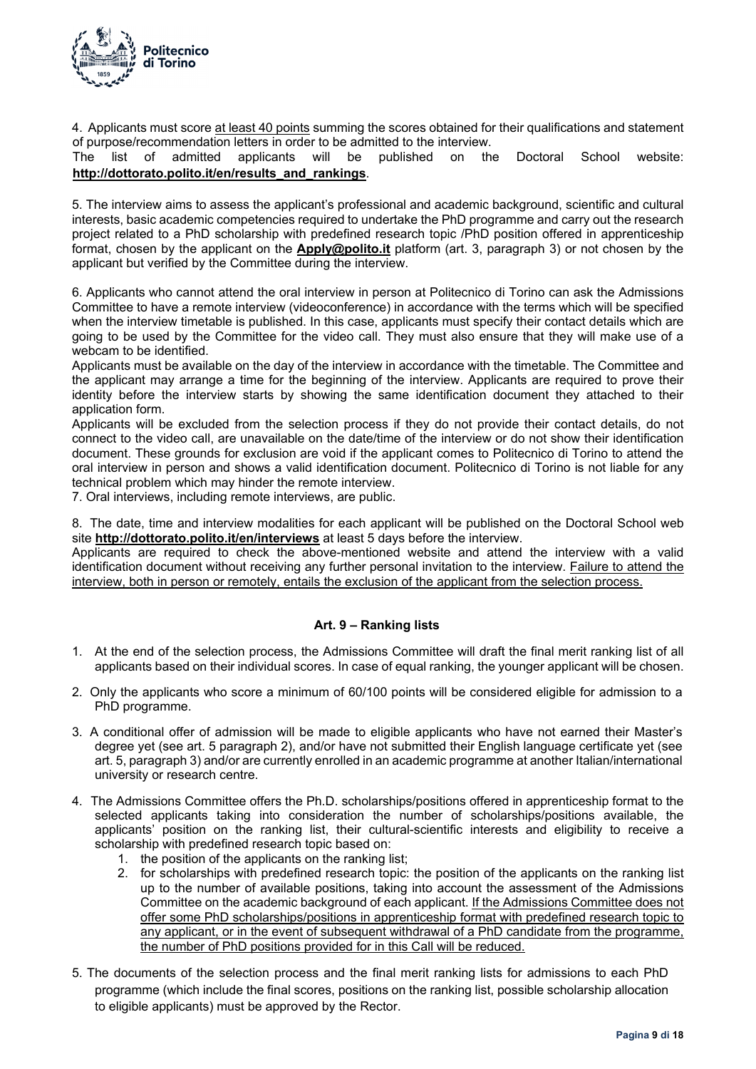4. Applicants must score <u>at least 40 points</u> summing the scores obtained for their qualifications and statement of purpose/recommendation letters in order to be admitted to the interview.
The list of admitted applicants will be published on the Doctoral School website: **http://dottorato.polito.it/en/results_and_rankings**.

5. The interview aims to assess the applicant's professional and academic background, scientific and cultural interests, basic academic competencies required to undertake the PhD programme and carry out the research project related to a PhD scholarship with predefined research topic /PhD position offered in apprenticeship format, chosen by the applicant on the **Apply@polito.it** platform (art. 3, paragraph 3) or not chosen by the applicant but verified by the Committee during the interview.

6. Applicants who cannot attend the oral interview in person at Politecnico di Torino can ask the Admissions Committee to have a remote interview (videoconference) in accordance with the terms which will be specified when the interview timetable is published. In this case, applicants must specify their contact details which are going to be used by the Committee for the video call. They must also ensure that they will make use of a webcam to be identified.
Applicants must be available on the day of the interview in accordance with the timetable. The Committee and the applicant may arrange a time for the beginning of the interview. Applicants are required to prove their identity before the interview starts by showing the same identification document they attached to their application form.
Applicants will be excluded from the selection process if they do not provide their contact details, do not connect to the video call, are unavailable on the date/time of the interview or do not show their identification document. These grounds for exclusion are void if the applicant comes to Politecnico di Torino to attend the oral interview in person and shows a valid identification document. Politecnico di Torino is not liable for any technical problem which may hinder the remote interview.

7. Oral interviews, including remote interviews, are public.

8. The date, time and interview modalities for each applicant will be published on the Doctoral School web site **http://dottorato.polito.it/en/interviews** at least 5 days before the interview.
Applicants are required to check the above-mentioned website and attend the interview with a valid identification document without receiving any further personal invitation to the interview. <u>Failure to attend the interview, both in person or remotely, entails the exclusion of the applicant from the selection process.</u>

## Art. 9 – Ranking lists

1. At the end of the selection process, the Admissions Committee will draft the final merit ranking list of all applicants based on their individual scores. In case of equal ranking, the younger applicant will be chosen.
2. Only the applicants who score a minimum of 60/100 points will be considered eligible for admission to a PhD programme.
3. A conditional offer of admission will be made to eligible applicants who have not earned their Master's degree yet (see art. 5 paragraph 2), and/or have not submitted their English language certificate yet (see art. 5, paragraph 3) and/or are currently enrolled in an academic programme at another Italian/international university or research centre.
4. The Admissions Committee offers the Ph.D. scholarships/positions offered in apprenticeship format to the selected applicants taking into consideration the number of scholarships/positions available, the applicants' position on the ranking list, their cultural-scientific interests and eligibility to receive a scholarship with predefined research topic based on:
    1. the position of the applicants on the ranking list;
    2. for scholarships with predefined research topic: the position of the applicants on the ranking list up to the number of available positions, taking into account the assessment of the Admissions Committee on the academic background of each applicant. <u>If the Admissions Committee does not offer some PhD scholarships/positions in apprenticeship format with predefined research topic to any applicant, or in the event of subsequent withdrawal of a PhD candidate from the programme, the number of PhD positions provided for in this Call will be reduced.</u>
5. The documents of the selection process and the final merit ranking lists for admissions to each PhD programme (which include the final scores, positions on the ranking list, possible scholarship allocation to eligible applicants) must be approved by the Rector.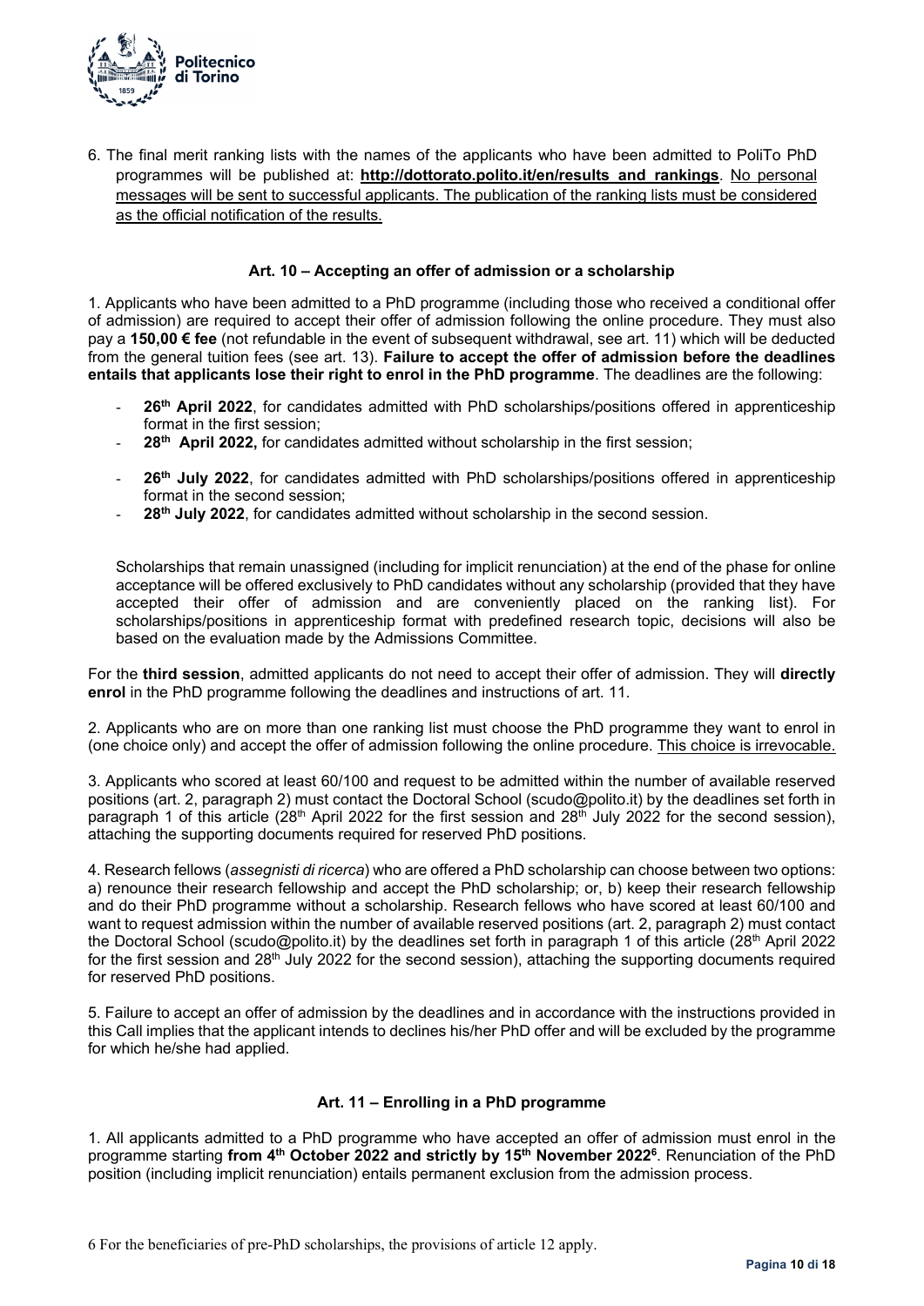6. The final merit ranking lists with the names of the applicants who have been admitted to PoliTo PhD programmes will be published at: **http://dottorato.polito.it/en/results_and_rankings**. No personal messages will be sent to successful applicants. The publication of the ranking lists must be considered as the official notification of the results.

### Art. 10 – Accepting an offer of admission or a scholarship

1. Applicants who have been admitted to a PhD programme (including those who received a conditional offer of admission) are required to accept their offer of admission following the online procedure. They must also pay a **150,00 € fee** (not refundable in the event of subsequent withdrawal, see art. 11) which will be deducted from the general tuition fees (see art. 13). **Failure to accept the offer of admission before the deadlines entails that applicants lose their right to enrol in the PhD programme**. The deadlines are the following:

- **26th April 2022**, for candidates admitted with PhD scholarships/positions offered in apprenticeship format in the first session;
- **28th April 2022,** for candidates admitted without scholarship in the first session;
- **26th July 2022**, for candidates admitted with PhD scholarships/positions offered in apprenticeship format in the second session;
- **28th July 2022**, for candidates admitted without scholarship in the second session.

Scholarships that remain unassigned (including for implicit renunciation) at the end of the phase for online acceptance will be offered exclusively to PhD candidates without any scholarship (provided that they have accepted their offer of admission and are conveniently placed on the ranking list). For scholarships/positions in apprenticeship format with predefined research topic, decisions will also be based on the evaluation made by the Admissions Committee.

For the **third session**, admitted applicants do not need to accept their offer of admission. They will **directly enrol** in the PhD programme following the deadlines and instructions of art. 11.

2. Applicants who are on more than one ranking list must choose the PhD programme they want to enrol in (one choice only) and accept the offer of admission following the online procedure. This choice is irrevocable.

3. Applicants who scored at least 60/100 and request to be admitted within the number of available reserved positions (art. 2, paragraph 2) must contact the Doctoral School (scudo@polito.it) by the deadlines set forth in paragraph 1 of this article (28th April 2022 for the first session and 28th July 2022 for the second session), attaching the supporting documents required for reserved PhD positions.

4. Research fellows (*assegnisti di ricerca*) who are offered a PhD scholarship can choose between two options: a) renounce their research fellowship and accept the PhD scholarship; or, b) keep their research fellowship and do their PhD programme without a scholarship. Research fellows who have scored at least 60/100 and want to request admission within the number of available reserved positions (art. 2, paragraph 2) must contact the Doctoral School (scudo@polito.it) by the deadlines set forth in paragraph 1 of this article (28th April 2022 for the first session and 28th July 2022 for the second session), attaching the supporting documents required for reserved PhD positions.

5. Failure to accept an offer of admission by the deadlines and in accordance with the instructions provided in this Call implies that the applicant intends to declines his/her PhD offer and will be excluded by the programme for which he/she had applied.

### Art. 11 – Enrolling in a PhD programme

1. All applicants admitted to a PhD programme who have accepted an offer of admission must enrol in the programme starting **from 4th October 2022 and strictly by 15th November 2022**[6]. Renunciation of the PhD position (including implicit renunciation) entails permanent exclusion from the admission process.

6 For the beneficiaries of pre-PhD scholarships, the provisions of article 12 apply.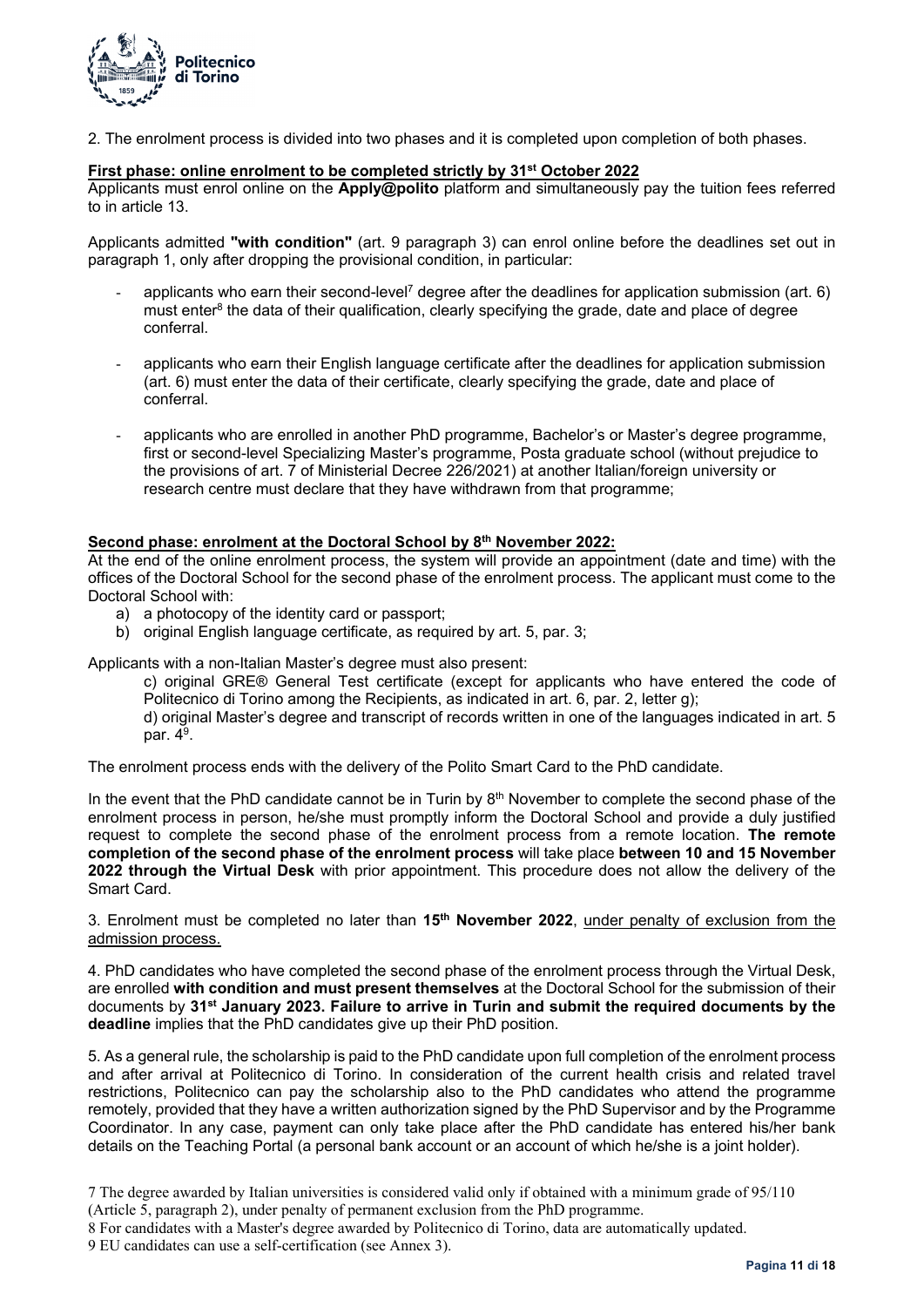2. The enrolment process is divided into two phases and it is completed upon completion of both phases.

**First phase: online enrolment to be completed strictly by 31st October 2022**

Applicants must enrol online on the **Apply@polito** platform and simultaneously pay the tuition fees referred to in article 13.

Applicants admitted **"with condition"** (art. 9 paragraph 3) can enrol online before the deadlines set out in paragraph 1, only after dropping the provisional condition, in particular:

- applicants who earn their second-level[7] degree after the deadlines for application submission (art. 6) must enter[8] the data of their qualification, clearly specifying the grade, date and place of degree conferral.
- applicants who earn their English language certificate after the deadlines for application submission (art. 6) must enter the data of their certificate, clearly specifying the grade, date and place of conferral.
- applicants who are enrolled in another PhD programme, Bachelor's or Master's degree programme, first or second-level Specializing Master's programme, Posta graduate school (without prejudice to the provisions of art. 7 of Ministerial Decree 226/2021) at another Italian/foreign university or research centre must declare that they have withdrawn from that programme;

**Second phase: enrolment at the Doctoral School by 8th November 2022:**

At the end of the online enrolment process, the system will provide an appointment (date and time) with the offices of the Doctoral School for the second phase of the enrolment process. The applicant must come to the Doctoral School with:

a) a photocopy of the identity card or passport;
b) original English language certificate, as required by art. 5, par. 3;

Applicants with a non-Italian Master's degree must also present:

c) original GRE® General Test certificate (except for applicants who have entered the code of Politecnico di Torino among the Recipients, as indicated in art. 6, par. 2, letter g);
d) original Master's degree and transcript of records written in one of the languages indicated in art. 5 par. 4[9].

The enrolment process ends with the delivery of the Polito Smart Card to the PhD candidate.

In the event that the PhD candidate cannot be in Turin by 8th November to complete the second phase of the enrolment process in person, he/she must promptly inform the Doctoral School and provide a duly justified request to complete the second phase of the enrolment process from a remote location. **The remote completion of the second phase of the enrolment process** will take place **between 10 and 15 November 2022 through the Virtual Desk** with prior appointment. This procedure does not allow the delivery of the Smart Card.

3. Enrolment must be completed no later than **15th November 2022**, under penalty of exclusion from the admission process.

4. PhD candidates who have completed the second phase of the enrolment process through the Virtual Desk, are enrolled **with condition and must present themselves** at the Doctoral School for the submission of their documents by **31st January 2023. Failure to arrive in Turin and submit the required documents by the deadline** implies that the PhD candidates give up their PhD position.

5. As a general rule, the scholarship is paid to the PhD candidate upon full completion of the enrolment process and after arrival at Politecnico di Torino. In consideration of the current health crisis and related travel restrictions, Politecnico can pay the scholarship also to the PhD candidates who attend the programme remotely, provided that they have a written authorization signed by the PhD Supervisor and by the Programme Coordinator. In any case, payment can only take place after the PhD candidate has entered his/her bank details on the Teaching Portal (a personal bank account or an account of which he/she is a joint holder).

7 The degree awarded by Italian universities is considered valid only if obtained with a minimum grade of 95/110 (Article 5, paragraph 2), under penalty of permanent exclusion from the PhD programme.

8 For candidates with a Master's degree awarded by Politecnico di Torino, data are automatically updated.

9 EU candidates can use a self-certification (see Annex 3).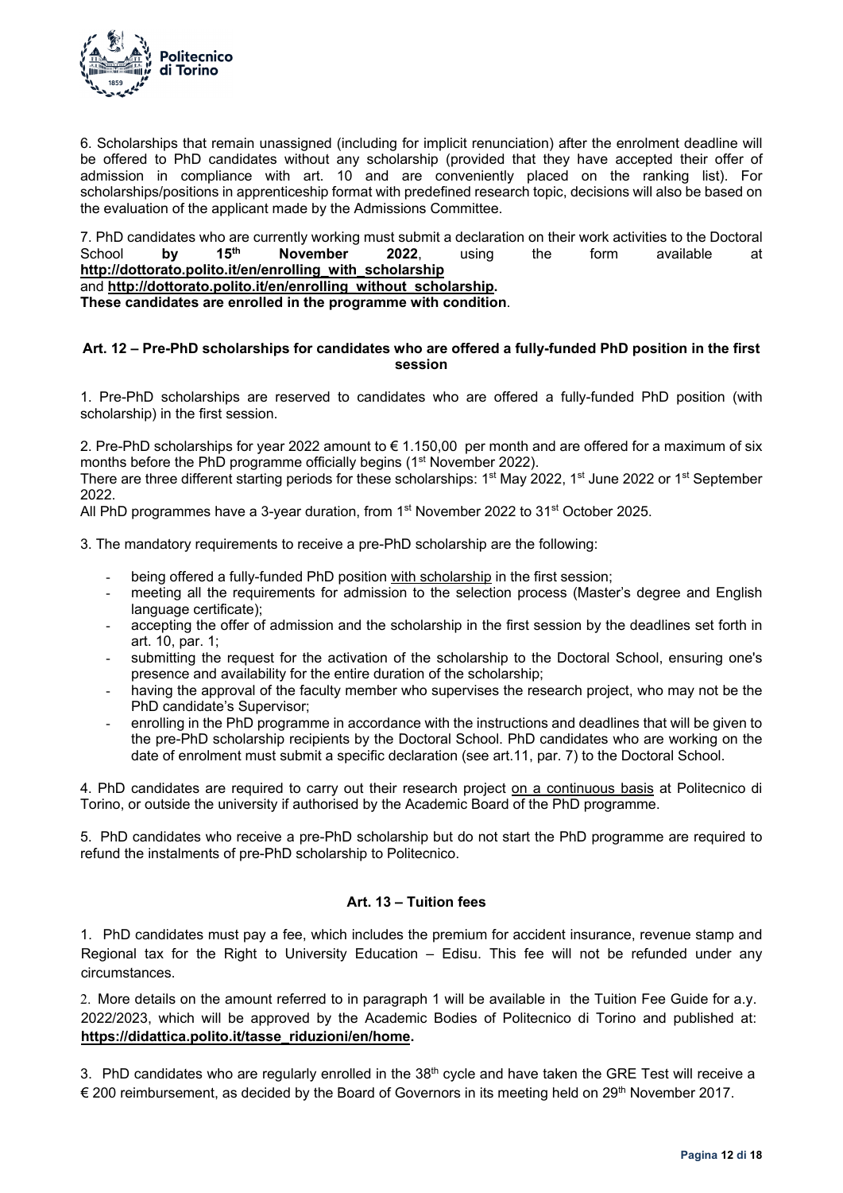6. Scholarships that remain unassigned (including for implicit renunciation) after the enrolment deadline will be offered to PhD candidates without any scholarship (provided that they have accepted their offer of admission in compliance with art. 10 and are conveniently placed on the ranking list). For scholarships/positions in apprenticeship format with predefined research topic, decisions will also be based on the evaluation of the applicant made by the Admissions Committee.

7. PhD candidates who are currently working must submit a declaration on their work activities to the Doctoral School **by 15th November 2022**, using the form available at **http://dottorato.polito.it/en/enrolling_with_scholarship** and **http://dottorato.polito.it/en/enrolling_without_scholarship.**
**These candidates are enrolled in the programme with condition**.

### Art. 12 – Pre-PhD scholarships for candidates who are offered a fully-funded PhD position in the first session

1. Pre-PhD scholarships are reserved to candidates who are offered a fully-funded PhD position (with scholarship) in the first session.

2. Pre-PhD scholarships for year 2022 amount to € 1.150,00 per month and are offered for a maximum of six months before the PhD programme officially begins (1st November 2022).
There are three different starting periods for these scholarships: 1st May 2022, 1st June 2022 or 1st September 2022.
All PhD programmes have a 3-year duration, from 1st November 2022 to 31st October 2025.

3. The mandatory requirements to receive a pre-PhD scholarship are the following:

- being offered a fully-funded PhD position with scholarship in the first session;
- meeting all the requirements for admission to the selection process (Master's degree and English language certificate);
- accepting the offer of admission and the scholarship in the first session by the deadlines set forth in art. 10, par. 1;
- submitting the request for the activation of the scholarship to the Doctoral School, ensuring one's presence and availability for the entire duration of the scholarship;
- having the approval of the faculty member who supervises the research project, who may not be the PhD candidate's Supervisor;
- enrolling in the PhD programme in accordance with the instructions and deadlines that will be given to the pre-PhD scholarship recipients by the Doctoral School. PhD candidates who are working on the date of enrolment must submit a specific declaration (see art.11, par. 7) to the Doctoral School.

4. PhD candidates are required to carry out their research project on a continuous basis at Politecnico di Torino, or outside the university if authorised by the Academic Board of the PhD programme.

5. PhD candidates who receive a pre-PhD scholarship but do not start the PhD programme are required to refund the instalments of pre-PhD scholarship to Politecnico.

### Art. 13 – Tuition fees

1. PhD candidates must pay a fee, which includes the premium for accident insurance, revenue stamp and Regional tax for the Right to University Education – Edisu. This fee will not be refunded under any circumstances.

2. More details on the amount referred to in paragraph 1 will be available in the Tuition Fee Guide for a.y. 2022/2023, which will be approved by the Academic Bodies of Politecnico di Torino and published at: **https://didattica.polito.it/tasse_riduzioni/en/home.**

3. PhD candidates who are regularly enrolled in the 38th cycle and have taken the GRE Test will receive a € 200 reimbursement, as decided by the Board of Governors in its meeting held on 29th November 2017.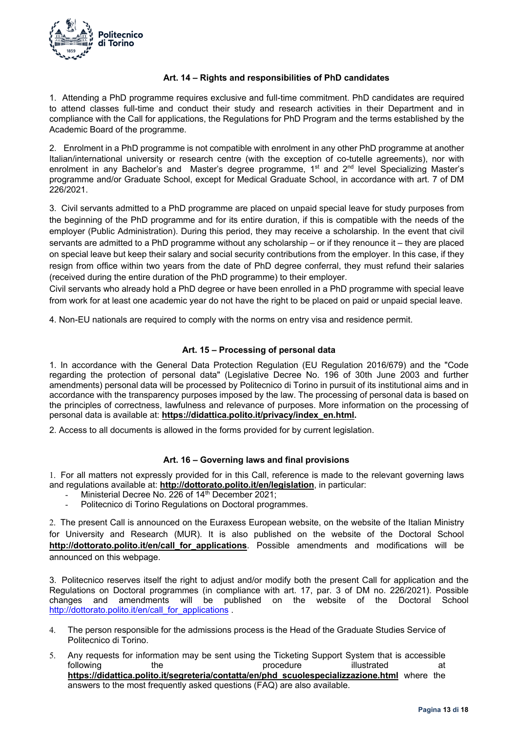### Art. 14 – Rights and responsibilities of PhD candidates

1. Attending a PhD programme requires exclusive and full-time commitment. PhD candidates are required to attend classes full-time and conduct their study and research activities in their Department and in compliance with the Call for applications, the Regulations for PhD Program and the terms established by the Academic Board of the programme.

2. Enrolment in a PhD programme is not compatible with enrolment in any other PhD programme at another Italian/international university or research centre (with the exception of co-tutelle agreements), nor with enrolment in any Bachelor's and Master's degree programme, 1st and 2nd level Specializing Master's programme and/or Graduate School, except for Medical Graduate School, in accordance with art. 7 of DM 226/2021.

3. Civil servants admitted to a PhD programme are placed on unpaid special leave for study purposes from the beginning of the PhD programme and for its entire duration, if this is compatible with the needs of the employer (Public Administration). During this period, they may receive a scholarship. In the event that civil servants are admitted to a PhD programme without any scholarship – or if they renounce it – they are placed on special leave but keep their salary and social security contributions from the employer. In this case, if they resign from office within two years from the date of PhD degree conferral, they must refund their salaries (received during the entire duration of the PhD programme) to their employer.
Civil servants who already hold a PhD degree or have been enrolled in a PhD programme with special leave from work for at least one academic year do not have the right to be placed on paid or unpaid special leave.

4. Non-EU nationals are required to comply with the norms on entry visa and residence permit.

### Art. 15 – Processing of personal data

1. In accordance with the General Data Protection Regulation (EU Regulation 2016/679) and the "Code regarding the protection of personal data" (Legislative Decree No. 196 of 30th June 2003 and further amendments) personal data will be processed by Politecnico di Torino in pursuit of its institutional aims and in accordance with the transparency purposes imposed by the law. The processing of personal data is based on the principles of correctness, lawfulness and relevance of purposes. More information on the processing of personal data is available at: **https://didattica.polito.it/privacy/index_en.html.**

2. Access to all documents is allowed in the forms provided for by current legislation.

### Art. 16 – Governing laws and final provisions

1. For all matters not expressly provided for in this Call, reference is made to the relevant governing laws and regulations available at: **http://dottorato.polito.it/en/legislation**, in particular:
   - Ministerial Decree No. 226 of 14th December 2021;
   - Politecnico di Torino Regulations on Doctoral programmes.

2. The present Call is announced on the Euraxess European website, on the website of the Italian Ministry for University and Research (MUR). It is also published on the website of the Doctoral School **http://dottorato.polito.it/en/call_for_applications**. Possible amendments and modifications will be announced on this webpage.

3. Politecnico reserves itself the right to adjust and/or modify both the present Call for application and the Regulations on Doctoral programmes (in compliance with art. 17, par. 3 of DM no. 226/2021). Possible changes and amendments will be published on the website of the Doctoral School http://dottorato.polito.it/en/call_for_applications .

4. The person responsible for the admissions process is the Head of the Graduate Studies Service of Politecnico di Torino.

5. Any requests for information may be sent using the Ticketing Support System that is accessible following the procedure illustrated at **https://didattica.polito.it/segreteria/contatta/en/phd_scuolespecializzazione.html** where the answers to the most frequently asked questions (FAQ) are also available.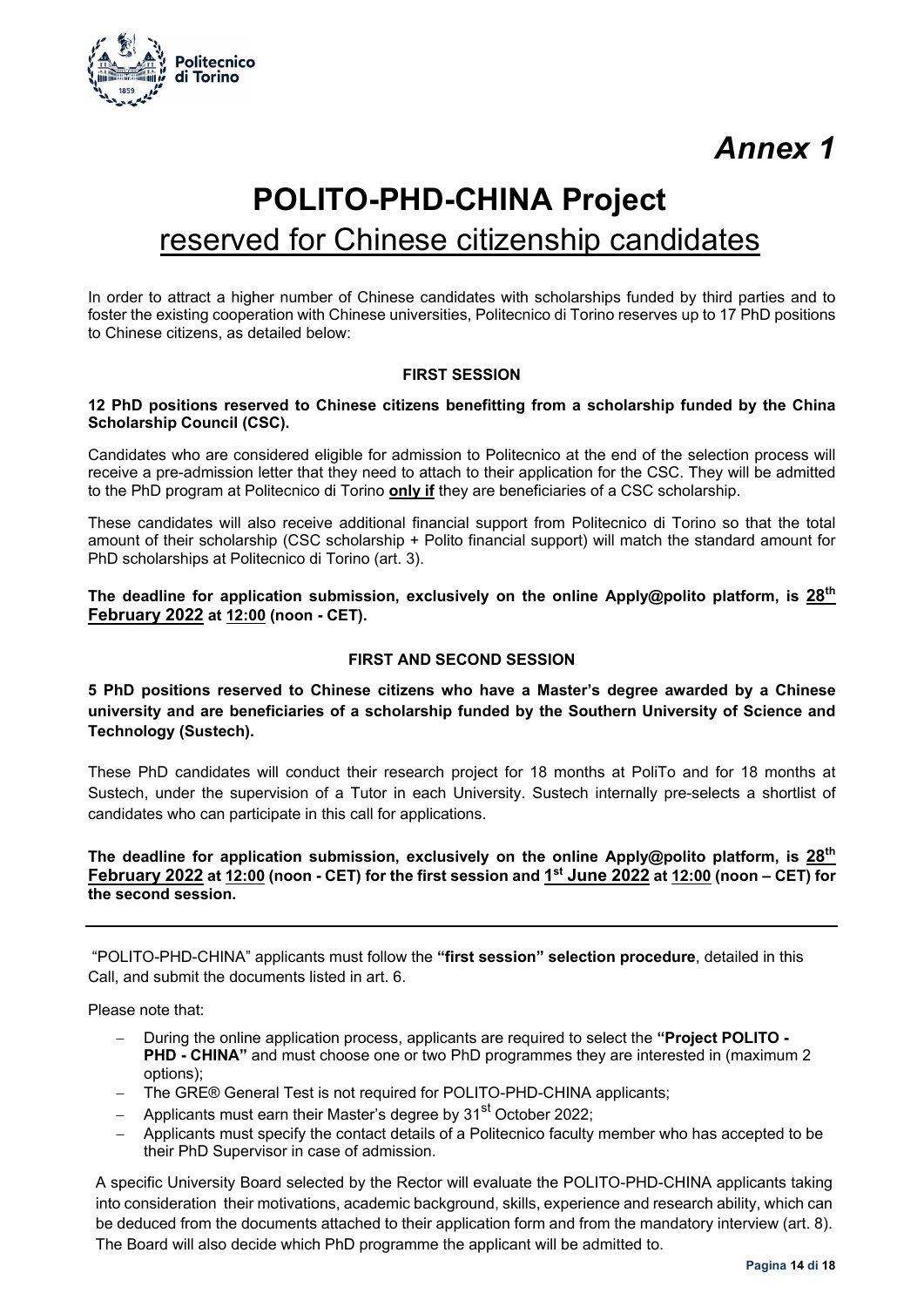# *Annex 1*

# POLITO-PHD-CHINA Project

## reserved for Chinese citizenship candidates

In order to attract a higher number of Chinese candidates with scholarships funded by third parties and to foster the existing cooperation with Chinese universities, Politecnico di Torino reserves up to 17 PhD positions to Chinese citizens, as detailed below:

### FIRST SESSION

**12 PhD positions reserved to Chinese citizens benefitting from a scholarship funded by the China Scholarship Council (CSC).**

Candidates who are considered eligible for admission to Politecnico at the end of the selection process will receive a pre-admission letter that they need to attach to their application for the CSC. They will be admitted to the PhD program at Politecnico di Torino **only if** they are beneficiaries of a CSC scholarship.

These candidates will also receive additional financial support from Politecnico di Torino so that the total amount of their scholarship (CSC scholarship + Polito financial support) will match the standard amount for PhD scholarships at Politecnico di Torino (art. 3).

**The deadline for application submission, exclusively on the online Apply@polito platform, is 28th February 2022 at 12:00 (noon - CET).**

### FIRST AND SECOND SESSION

**5 PhD positions reserved to Chinese citizens who have a Master's degree awarded by a Chinese university and are beneficiaries of a scholarship funded by the Southern University of Science and Technology (Sustech).**

These PhD candidates will conduct their research project for 18 months at PoliTo and for 18 months at Sustech, under the supervision of a Tutor in each University. Sustech internally pre-selects a shortlist of candidates who can participate in this call for applications.

**The deadline for application submission, exclusively on the online Apply@polito platform, is 28th February 2022 at 12:00 (noon - CET) for the first session and 1st June 2022 at 12:00 (noon – CET) for the second session.**

---

"POLITO-PHD-CHINA" applicants must follow the **"first session" selection procedure**, detailed in this Call, and submit the documents listed in art. 6.

Please note that:

- During the online application process, applicants are required to select the **"Project POLITO - PHD - CHINA"** and must choose one or two PhD programmes they are interested in (maximum 2 options);
- The GRE® General Test is not required for POLITO-PHD-CHINA applicants;
- Applicants must earn their Master's degree by 31st October 2022;
- Applicants must specify the contact details of a Politecnico faculty member who has accepted to be their PhD Supervisor in case of admission.

A specific University Board selected by the Rector will evaluate the POLITO-PHD-CHINA applicants taking into consideration their motivations, academic background, skills, experience and research ability, which can be deduced from the documents attached to their application form and from the mandatory interview (art. 8). The Board will also decide which PhD programme the applicant will be admitted to.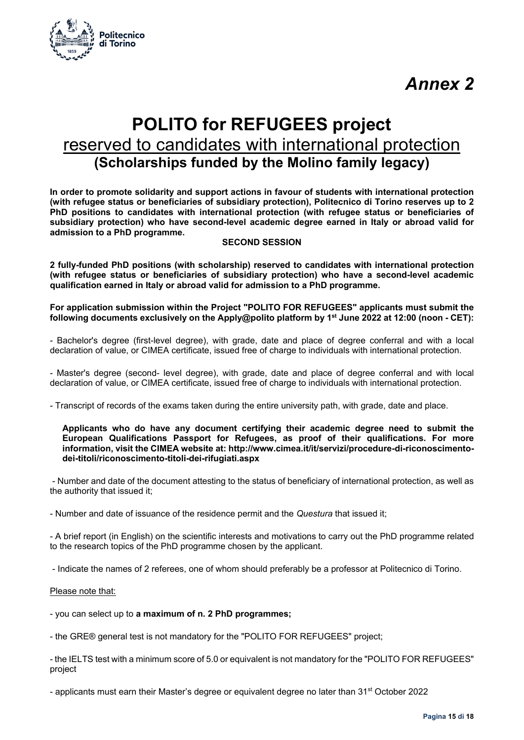# *Annex 2*

# POLITO for REFUGEES project

## reserved to candidates with international protection

### (Scholarships funded by the Molino family legacy)

**In order to promote solidarity and support actions in favour of students with international protection (with refugee status or beneficiaries of subsidiary protection), Politecnico di Torino reserves up to 2 PhD positions to candidates with international protection (with refugee status or beneficiaries of subsidiary protection) who have second-level academic degree earned in Italy or abroad valid for admission to a PhD programme.**

**SECOND SESSION**

**2 fully-funded PhD positions (with scholarship) reserved to candidates with international protection (with refugee status or beneficiaries of subsidiary protection) who have a second-level academic qualification earned in Italy or abroad valid for admission to a PhD programme.**

**For application submission within the Project "POLITO FOR REFUGEES" applicants must submit the following documents exclusively on the Apply@polito platform by 1st June 2022 at 12:00 (noon - CET):**

- Bachelor's degree (first-level degree), with grade, date and place of degree conferral and with a local declaration of value, or CIMEA certificate, issued free of charge to individuals with international protection.

- Master's degree (second- level degree), with grade, date and place of degree conferral and with local declaration of value, or CIMEA certificate, issued free of charge to individuals with international protection.

- Transcript of records of the exams taken during the entire university path, with grade, date and place.

> **Applicants who do have any document certifying their academic degree need to submit the European Qualifications Passport for Refugees, as proof of their qualifications. For more information, visit the CIMEA website at: http://www.cimea.it/it/servizi/procedure-di-riconoscimento-dei-titoli/riconoscimento-titoli-dei-rifugiati.aspx**

- Number and date of the document attesting to the status of beneficiary of international protection, as well as the authority that issued it;

- Number and date of issuance of the residence permit and the *Questura* that issued it;

- A brief report (in English) on the scientific interests and motivations to carry out the PhD programme related to the research topics of the PhD programme chosen by the applicant.

- Indicate the names of 2 referees, one of whom should preferably be a professor at Politecnico di Torino.

Please note that:

- you can select up to **a maximum of n. 2 PhD programmes;**

- the GRE® general test is not mandatory for the "POLITO FOR REFUGEES" project;

- the IELTS test with a minimum score of 5.0 or equivalent is not mandatory for the "POLITO FOR REFUGEES" project

- applicants must earn their Master's degree or equivalent degree no later than 31st October 2022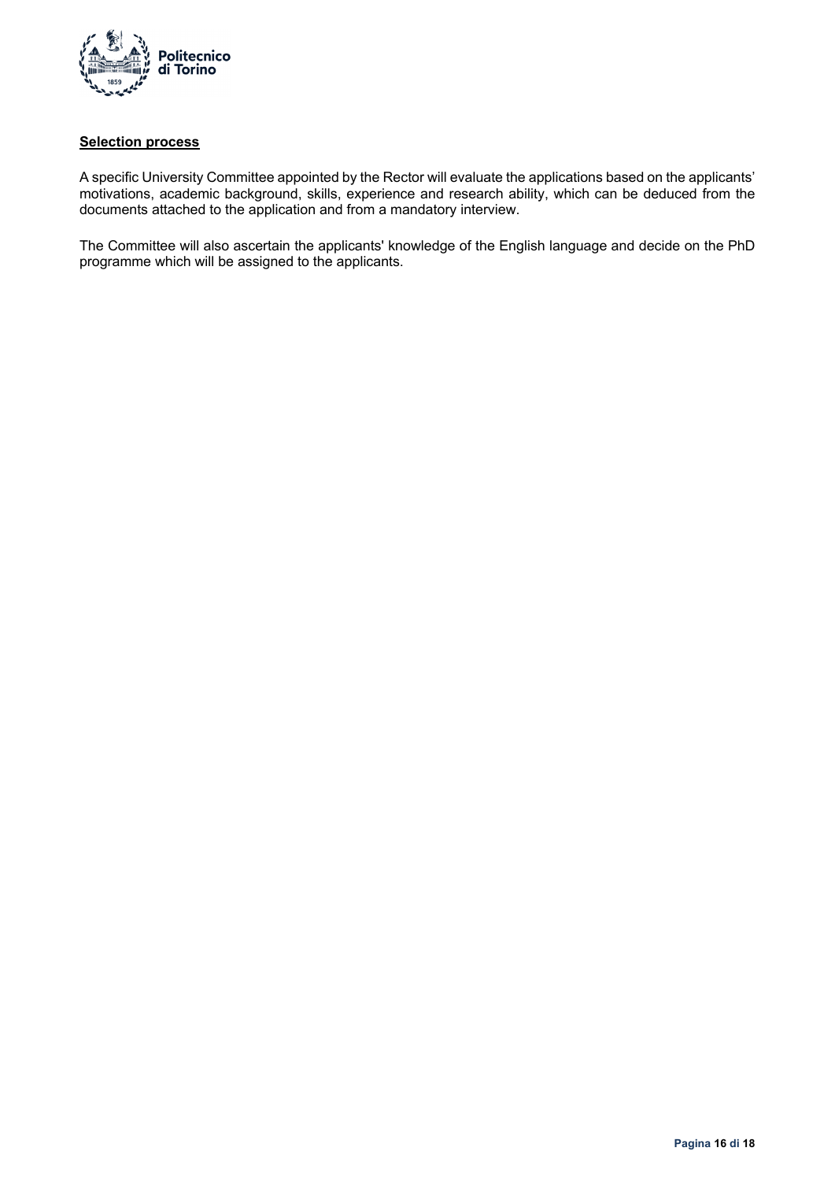**Selection process**

A specific University Committee appointed by the Rector will evaluate the applications based on the applicants' motivations, academic background, skills, experience and research ability, which can be deduced from the documents attached to the application and from a mandatory interview.

The Committee will also ascertain the applicants' knowledge of the English language and decide on the PhD programme which will be assigned to the applicants.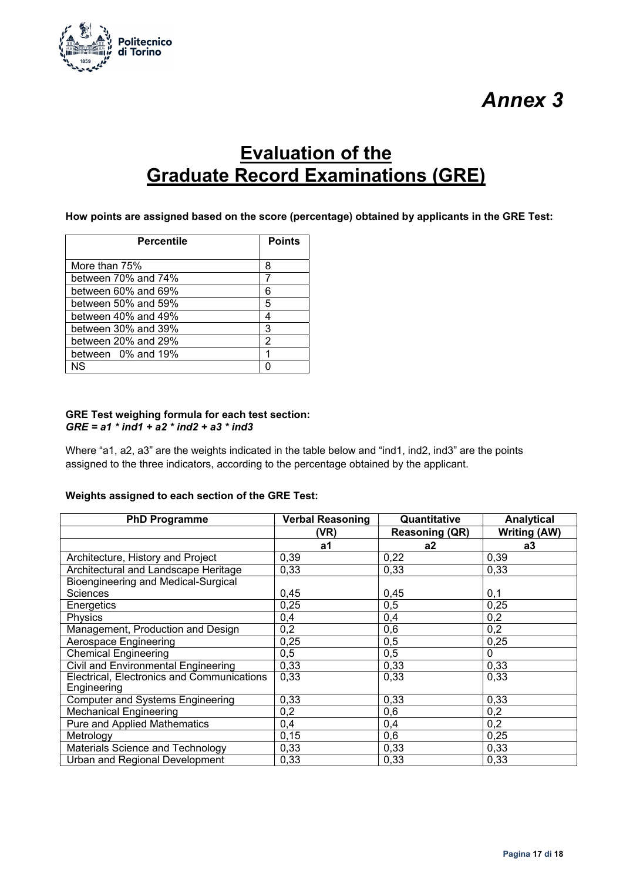# Annex 3

## Evaluation of the Graduate Record Examinations (GRE)

**How points are assigned based on the score (percentage) obtained by applicants in the GRE Test:**

| Percentile | Points |
|---|---|
| More than 75% | 8 |
| between 70% and 74% | 7 |
| between 60% and 69% | 6 |
| between 50% and 59% | 5 |
| between 40% and 49% | 4 |
| between 30% and 39% | 3 |
| between 20% and 29% | 2 |
| between 0% and 19% | 1 |
| NS | 0 |

**GRE Test weighing formula for each test section:**
***GRE = a1 * ind1 + a2 * ind2 + a3 * ind3***

Where "a1, a2, a3" are the weights indicated in the table below and "ind1, ind2, ind3" are the points assigned to the three indicators, according to the percentage obtained by the applicant.

**Weights assigned to each section of the GRE Test:**

| PhD Programme | Verbal Reasoning (VR) | Quantitative Reasoning (QR) | Analytical Writing (AW) |
|---|---|---|---|
| | **a1** | **a2** | **a3** |
| Architecture, History and Project | 0,39 | 0,22 | 0,39 |
| Architectural and Landscape Heritage | 0,33 | 0,33 | 0,33 |
| Bioengineering and Medical-Surgical Sciences | 0,45 | 0,45 | 0,1 |
| Energetics | 0,25 | 0,5 | 0,25 |
| Physics | 0,4 | 0,4 | 0,2 |
| Management, Production and Design | 0,2 | 0,6 | 0,2 |
| Aerospace Engineering | 0,25 | 0,5 | 0,25 |
| Chemical Engineering | 0,5 | 0,5 | 0 |
| Civil and Environmental Engineering | 0,33 | 0,33 | 0,33 |
| Electrical, Electronics and Communications Engineering | 0,33 | 0,33 | 0,33 |
| Computer and Systems Engineering | 0,33 | 0,33 | 0,33 |
| Mechanical Engineering | 0,2 | 0,6 | 0,2 |
| Pure and Applied Mathematics | 0,4 | 0,4 | 0,2 |
| Metrology | 0,15 | 0,6 | 0,25 |
| Materials Science and Technology | 0,33 | 0,33 | 0,33 |
| Urban and Regional Development | 0,33 | 0,33 | 0,33 |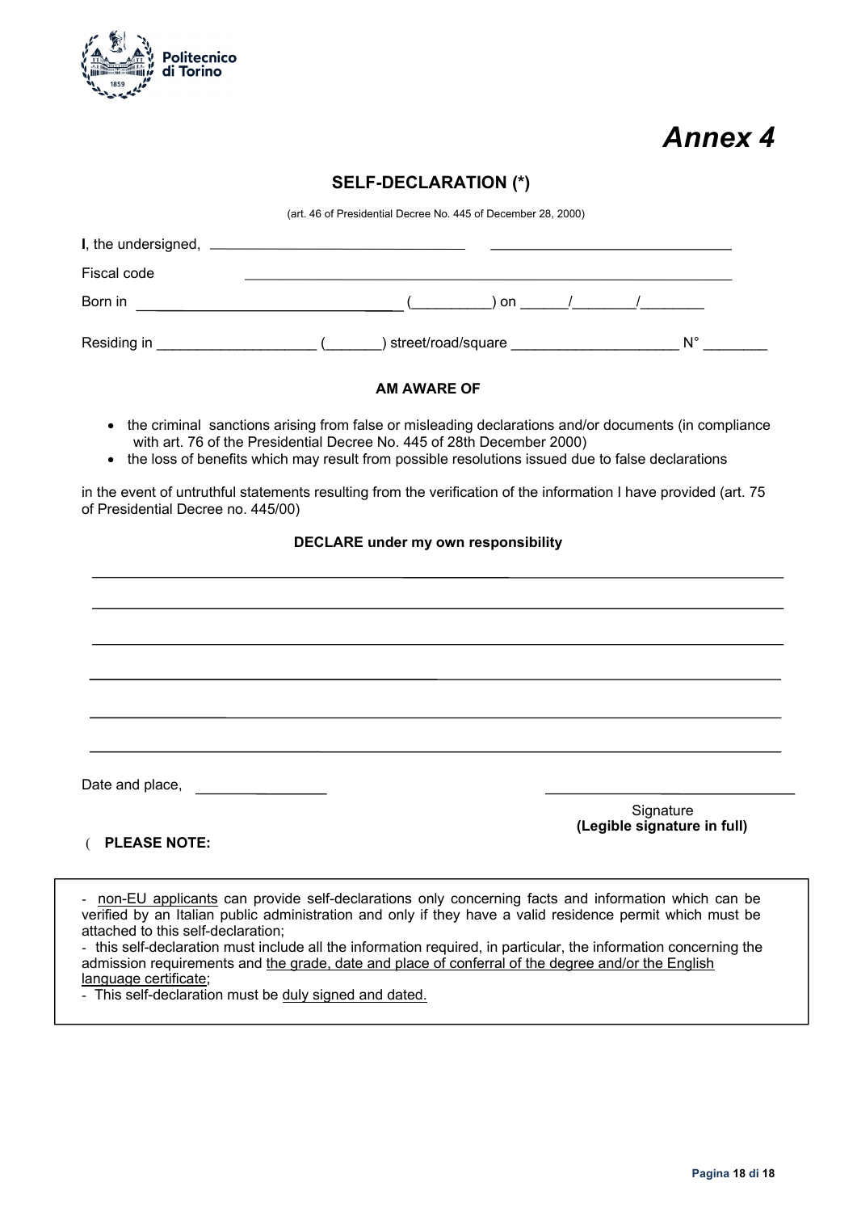# Annex 4

## SELF-DECLARATION (*)

(art. 46 of Presidential Decree No. 445 of December 28, 2000)

**I**, the undersigned, ________________________________ ________________________________

Fiscal code ________________________________________________________________

Born in ________________________________ (__________) on ______/________/________

Residing in ____________________ (_______) street/road/square _____________________ N° ________

**AM AWARE OF**

- the criminal sanctions arising from false or misleading declarations and/or documents (in compliance with art. 76 of the Presidential Decree No. 445 of 28th December 2000)
- the loss of benefits which may result from possible resolutions issued due to false declarations

in the event of untruthful statements resulting from the verification of the information I have provided (art. 75 of Presidential Decree no. 445/00)

**DECLARE under my own responsibility**

________________________________________________________________________________

________________________________________________________________________________

________________________________________________________________________________

________________________________________________________________________________

________________________________________________________________________________

________________________________________________________________________________

Date and place, ________________ ________________________________

Signature
**(Legible signature in full)**

( **PLEASE NOTE:**

- non-EU applicants can provide self-declarations only concerning facts and information which can be verified by an Italian public administration and only if they have a valid residence permit which must be attached to this self-declaration;
- this self-declaration must include all the information required, in particular, the information concerning the admission requirements and the grade, date and place of conferral of the degree and/or the English language certificate;
- This self-declaration must be duly signed and dated.